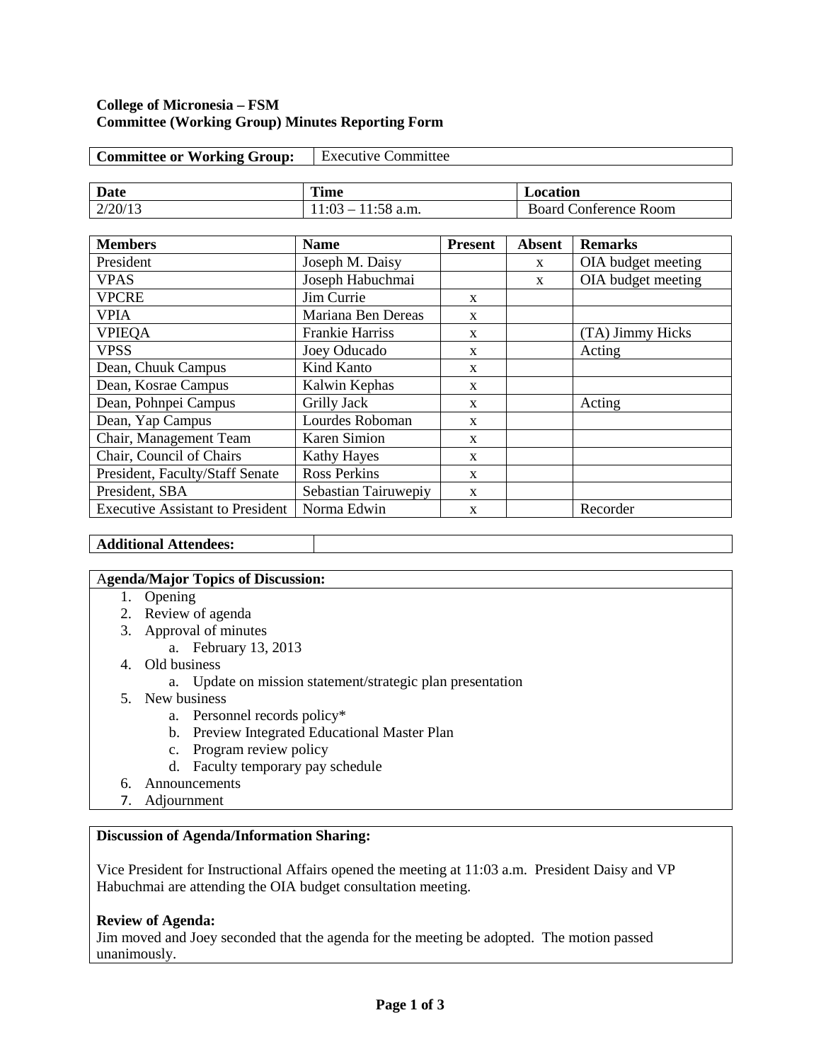**College of Micronesia – FSM**
**Committee (Working Group) Minutes Reporting Form**

| **Committee or Working Group:** | Executive Committee |
|---|---|

| **Date** | **Time** | **Location** |
|---|---|---|
| 2/20/13 | 11:03 – 11:58 a.m. | Board Conference Room |

| **Members** | **Name** | **Present** | **Absent** | **Remarks** |
|---|---|---|---|---|
| President | Joseph M. Daisy | | x | OIA budget meeting |
| VPAS | Joseph Habuchmai | | x | OIA budget meeting |
| VPCRE | Jim Currie | x | | |
| VPIA | Mariana Ben Dereas | x | | |
| VPIEQA | Frankie Harriss | x | | (TA) Jimmy Hicks |
| VPSS | Joey Oducado | x | | Acting |
| Dean, Chuuk Campus | Kind Kanto | x | | |
| Dean, Kosrae Campus | Kalwin Kephas | x | | |
| Dean, Pohnpei Campus | Grilly Jack | x | | Acting |
| Dean, Yap Campus | Lourdes Roboman | x | | |
| Chair, Management Team | Karen Simion | x | | |
| Chair, Council of Chairs | Kathy Hayes | x | | |
| President, Faculty/Staff Senate | Ross Perkins | x | | |
| President, SBA | Sebastian Tairuwepiy | x | | |
| Executive Assistant to President | Norma Edwin | x | | Recorder |

| **Additional Attendees:** | |
|---|---|

**Agenda/Major Topics of Discussion:**

1. Opening
2. Review of agenda
3. Approval of minutes
   a. February 13, 2013
4. Old business
   a. Update on mission statement/strategic plan presentation
5. New business
   a. Personnel records policy*
   b. Preview Integrated Educational Master Plan
   c. Program review policy
   d. Faculty temporary pay schedule
6. Announcements
7. Adjournment

**Discussion of Agenda/Information Sharing:**

Vice President for Instructional Affairs opened the meeting at 11:03 a.m. President Daisy and VP Habuchmai are attending the OIA budget consultation meeting.

**Review of Agenda:**
Jim moved and Joey seconded that the agenda for the meeting be adopted. The motion passed unanimously.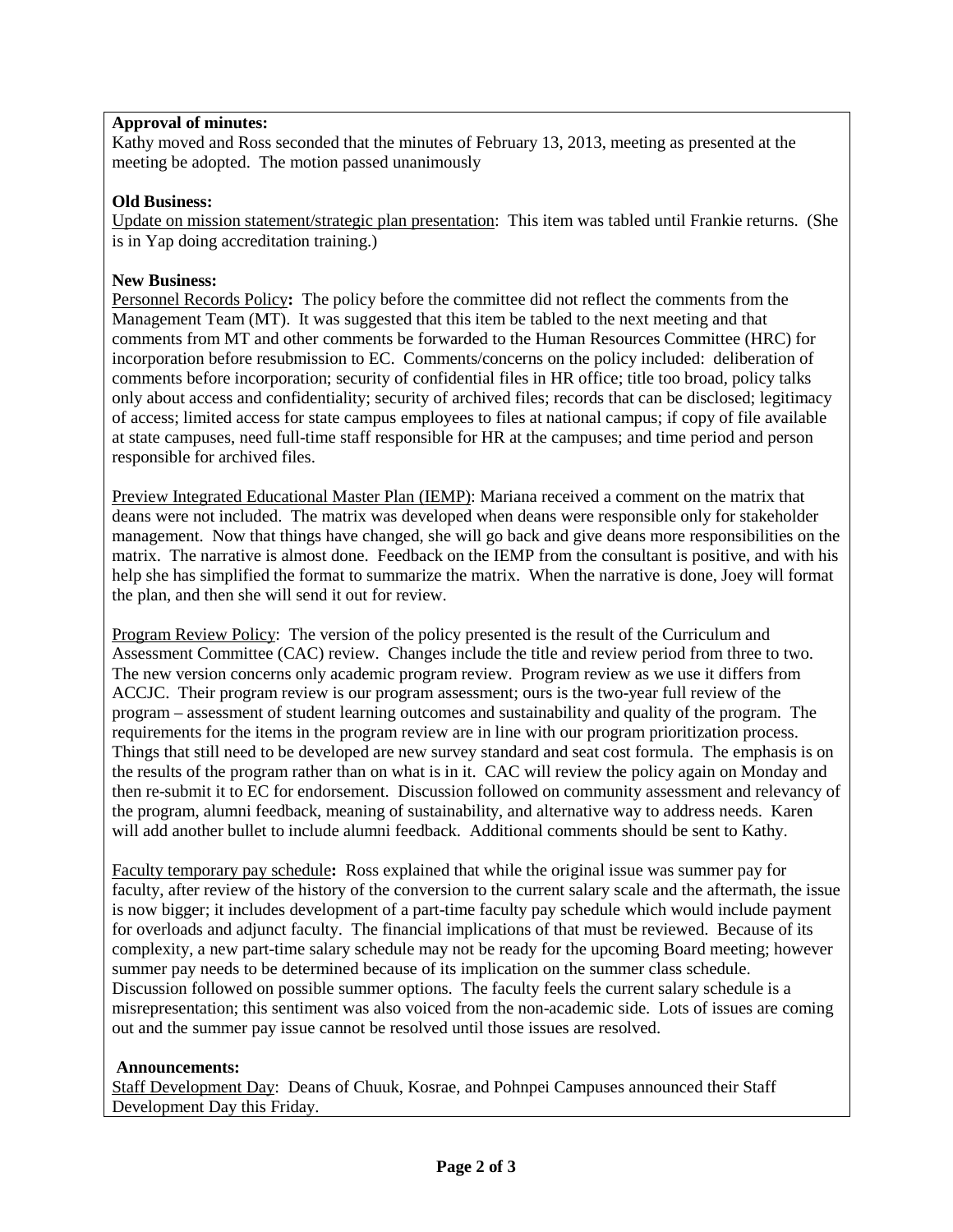**Approval of minutes:**

Kathy moved and Ross seconded that the minutes of February 13, 2013, meeting as presented at the meeting be adopted. The motion passed unanimously

**Old Business:**

Update on mission statement/strategic plan presentation: This item was tabled until Frankie returns. (She is in Yap doing accreditation training.)

**New Business:**

Personnel Records Policy**:** The policy before the committee did not reflect the comments from the Management Team (MT). It was suggested that this item be tabled to the next meeting and that comments from MT and other comments be forwarded to the Human Resources Committee (HRC) for incorporation before resubmission to EC. Comments/concerns on the policy included: deliberation of comments before incorporation; security of confidential files in HR office; title too broad, policy talks only about access and confidentiality; security of archived files; records that can be disclosed; legitimacy of access; limited access for state campus employees to files at national campus; if copy of file available at state campuses, need full-time staff responsible for HR at the campuses; and time period and person responsible for archived files.

Preview Integrated Educational Master Plan (IEMP): Mariana received a comment on the matrix that deans were not included. The matrix was developed when deans were responsible only for stakeholder management. Now that things have changed, she will go back and give deans more responsibilities on the matrix. The narrative is almost done. Feedback on the IEMP from the consultant is positive, and with his help she has simplified the format to summarize the matrix. When the narrative is done, Joey will format the plan, and then she will send it out for review.

Program Review Policy: The version of the policy presented is the result of the Curriculum and Assessment Committee (CAC) review. Changes include the title and review period from three to two. The new version concerns only academic program review. Program review as we use it differs from ACCJC. Their program review is our program assessment; ours is the two-year full review of the program – assessment of student learning outcomes and sustainability and quality of the program. The requirements for the items in the program review are in line with our program prioritization process. Things that still need to be developed are new survey standard and seat cost formula. The emphasis is on the results of the program rather than on what is in it. CAC will review the policy again on Monday and then re-submit it to EC for endorsement. Discussion followed on community assessment and relevancy of the program, alumni feedback, meaning of sustainability, and alternative way to address needs. Karen will add another bullet to include alumni feedback. Additional comments should be sent to Kathy.

Faculty temporary pay schedule**:** Ross explained that while the original issue was summer pay for faculty, after review of the history of the conversion to the current salary scale and the aftermath, the issue is now bigger; it includes development of a part-time faculty pay schedule which would include payment for overloads and adjunct faculty. The financial implications of that must be reviewed. Because of its complexity, a new part-time salary schedule may not be ready for the upcoming Board meeting; however summer pay needs to be determined because of its implication on the summer class schedule. Discussion followed on possible summer options. The faculty feels the current salary schedule is a misrepresentation; this sentiment was also voiced from the non-academic side. Lots of issues are coming out and the summer pay issue cannot be resolved until those issues are resolved.

**Announcements:**

Staff Development Day: Deans of Chuuk, Kosrae, and Pohnpei Campuses announced their Staff Development Day this Friday.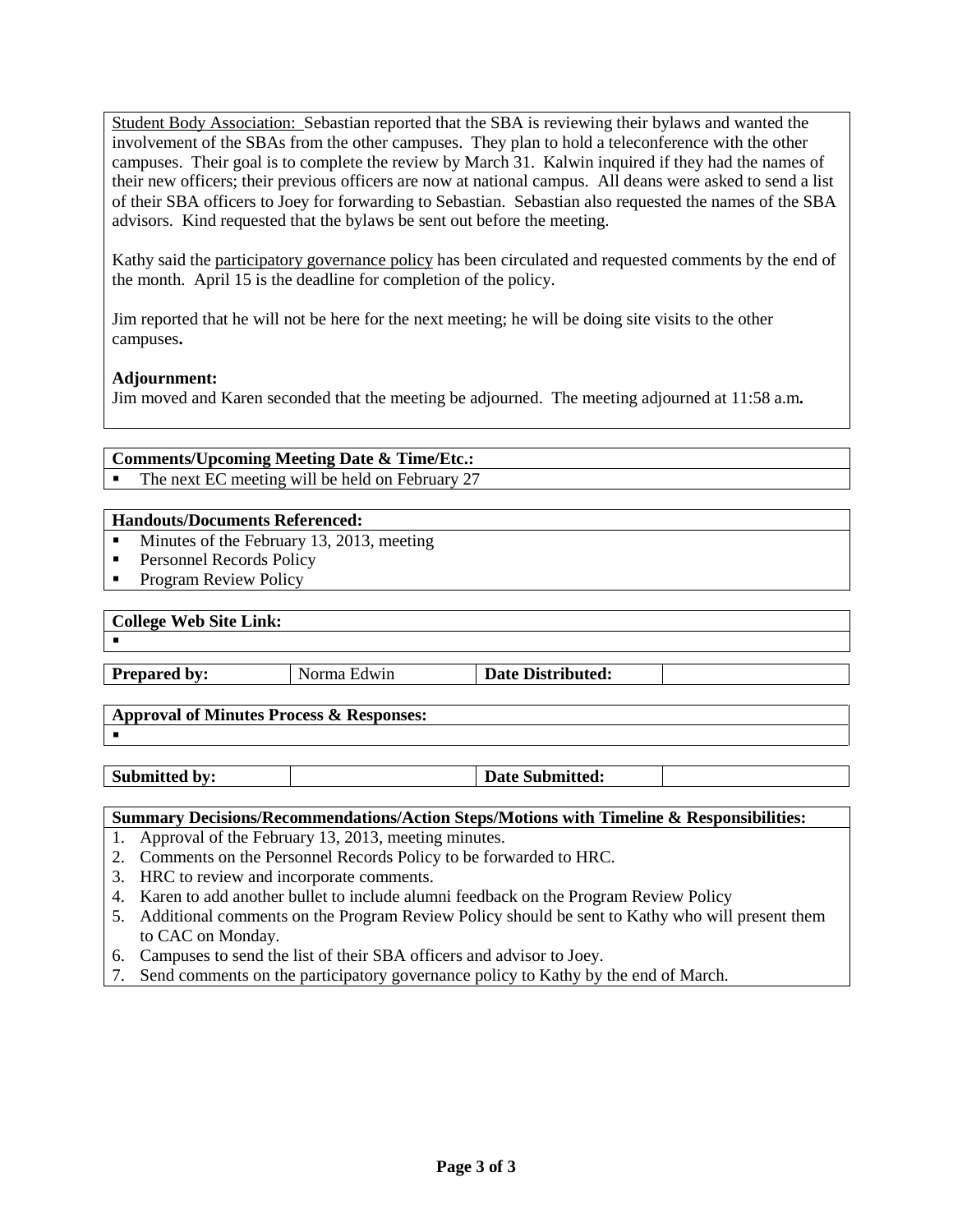Student Body Association: Sebastian reported that the SBA is reviewing their bylaws and wanted the involvement of the SBAs from the other campuses. They plan to hold a teleconference with the other campuses. Their goal is to complete the review by March 31. Kalwin inquired if they had the names of their new officers; their previous officers are now at national campus. All deans were asked to send a list of their SBA officers to Joey for forwarding to Sebastian. Sebastian also requested the names of the SBA advisors. Kind requested that the bylaws be sent out before the meeting.

Kathy said the participatory governance policy has been circulated and requested comments by the end of the month. April 15 is the deadline for completion of the policy.

Jim reported that he will not be here for the next meeting; he will be doing site visits to the other campuses**.**

**Adjournment:**
Jim moved and Karen seconded that the meeting be adjourned. The meeting adjourned at 11:58 a.m**.**

**Comments/Upcoming Meeting Date & Time/Etc.:**

- The next EC meeting will be held on February 27

**Handouts/Documents Referenced:**

- Minutes of the February 13, 2013, meeting
- Personnel Records Policy
- Program Review Policy

**College Web Site Link:**

- 

| **Prepared by:** | Norma Edwin | **Date Distributed:** | |
|---|---|---|---|

**Approval of Minutes Process & Responses:**

- 

| **Submitted by:** | | **Date Submitted:** | |
|---|---|---|---|

**Summary Decisions/Recommendations/Action Steps/Motions with Timeline & Responsibilities:**

1. Approval of the February 13, 2013, meeting minutes.
2. Comments on the Personnel Records Policy to be forwarded to HRC.
3. HRC to review and incorporate comments.
4. Karen to add another bullet to include alumni feedback on the Program Review Policy
5. Additional comments on the Program Review Policy should be sent to Kathy who will present them to CAC on Monday.
6. Campuses to send the list of their SBA officers and advisor to Joey.
7. Send comments on the participatory governance policy to Kathy by the end of March.